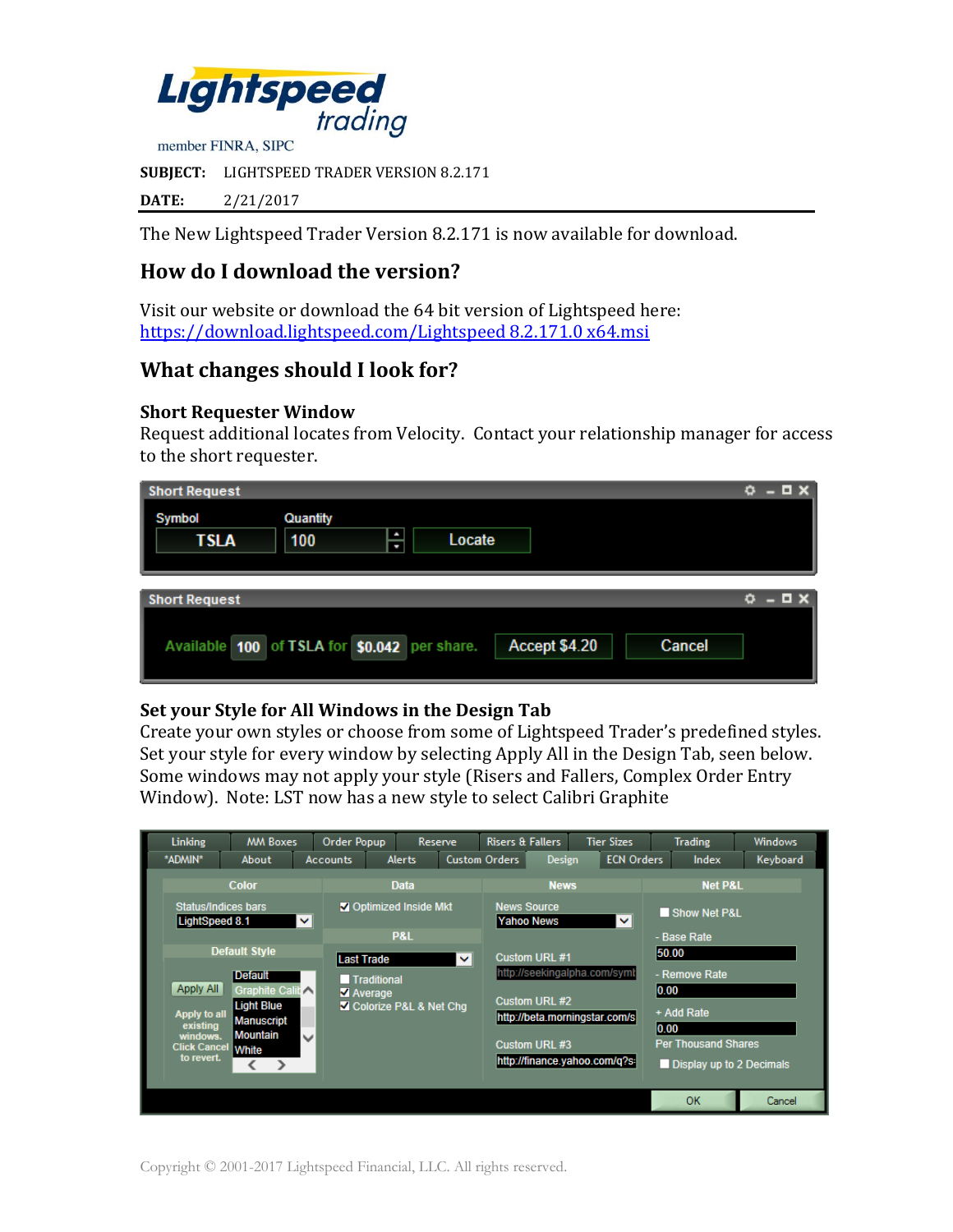Lightspeed trading

member FINRA, SIPC

**SUBJECT:** LIGHTSPEED TRADER VERSION 8.2.171

**DATE:** 2/21/2017

The New Lightspeed Trader Version 8.2.171 is now available for download.

## How do I download the version?

Visit our website or download the 64 bit version of Lightspeed here:
https://download.lightspeed.com/Lightspeed 8.2.171.0 x64.msi

## What changes should I look for?

### Short Requester Window

Request additional locates from Velocity. Contact your relationship manager for access to the short requester.

### Set your Style for All Windows in the Design Tab

Create your own styles or choose from some of Lightspeed Trader's predefined styles. Set your style for every window by selecting Apply All in the Design Tab, seen below. Some windows may not apply your style (Risers and Fallers, Complex Order Entry Window). Note: LST now has a new style to select Calibri Graphite

Copyright © 2001-2017 Lightspeed Financial, LLC. All rights reserved.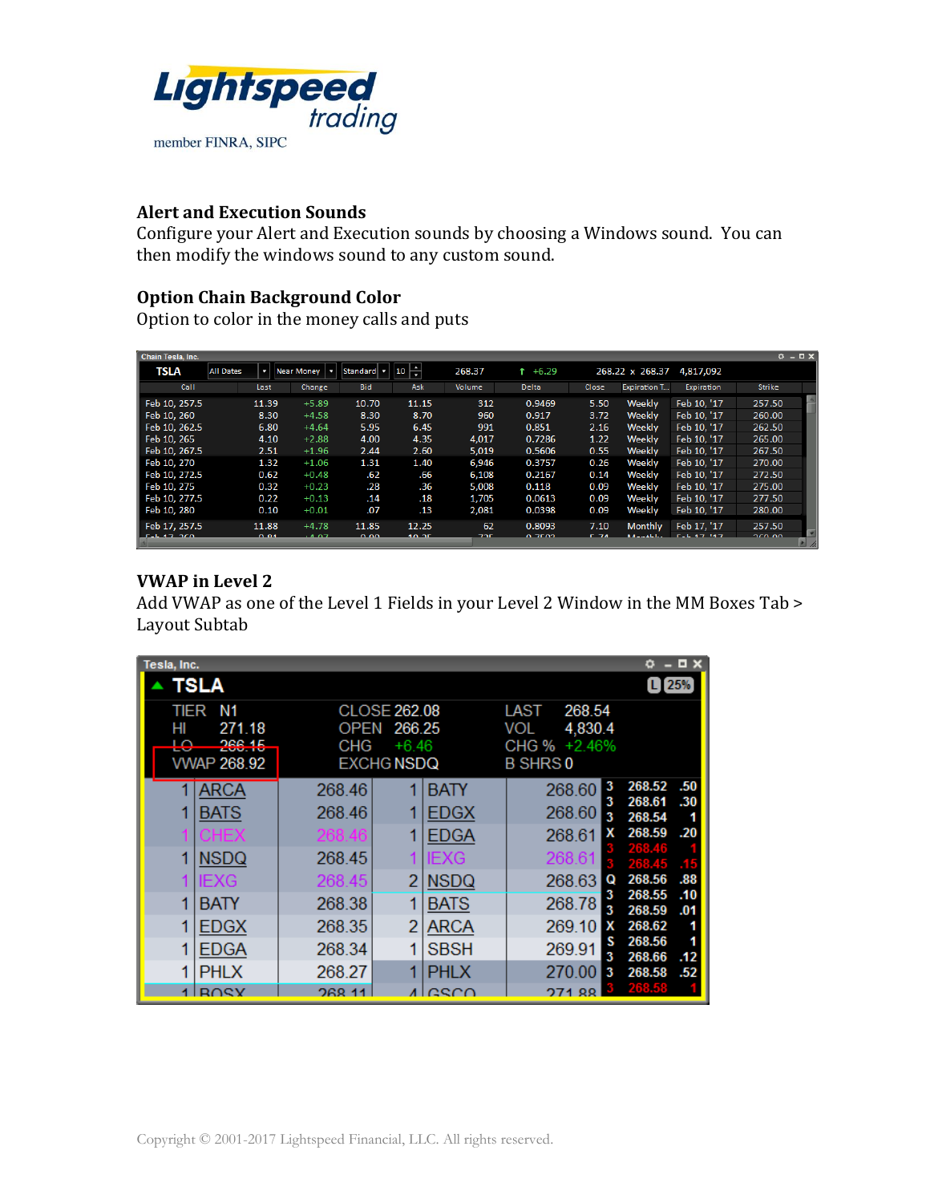## Alert and Execution Sounds

Configure your Alert and Execution sounds by choosing a Windows sound. You can then modify the windows sound to any custom sound.

## Option Chain Background Color

Option to color in the money calls and puts

## VWAP in Level 2

Add VWAP as one of the Level 1 Fields in your Level 2 Window in the MM Boxes Tab > Layout Subtab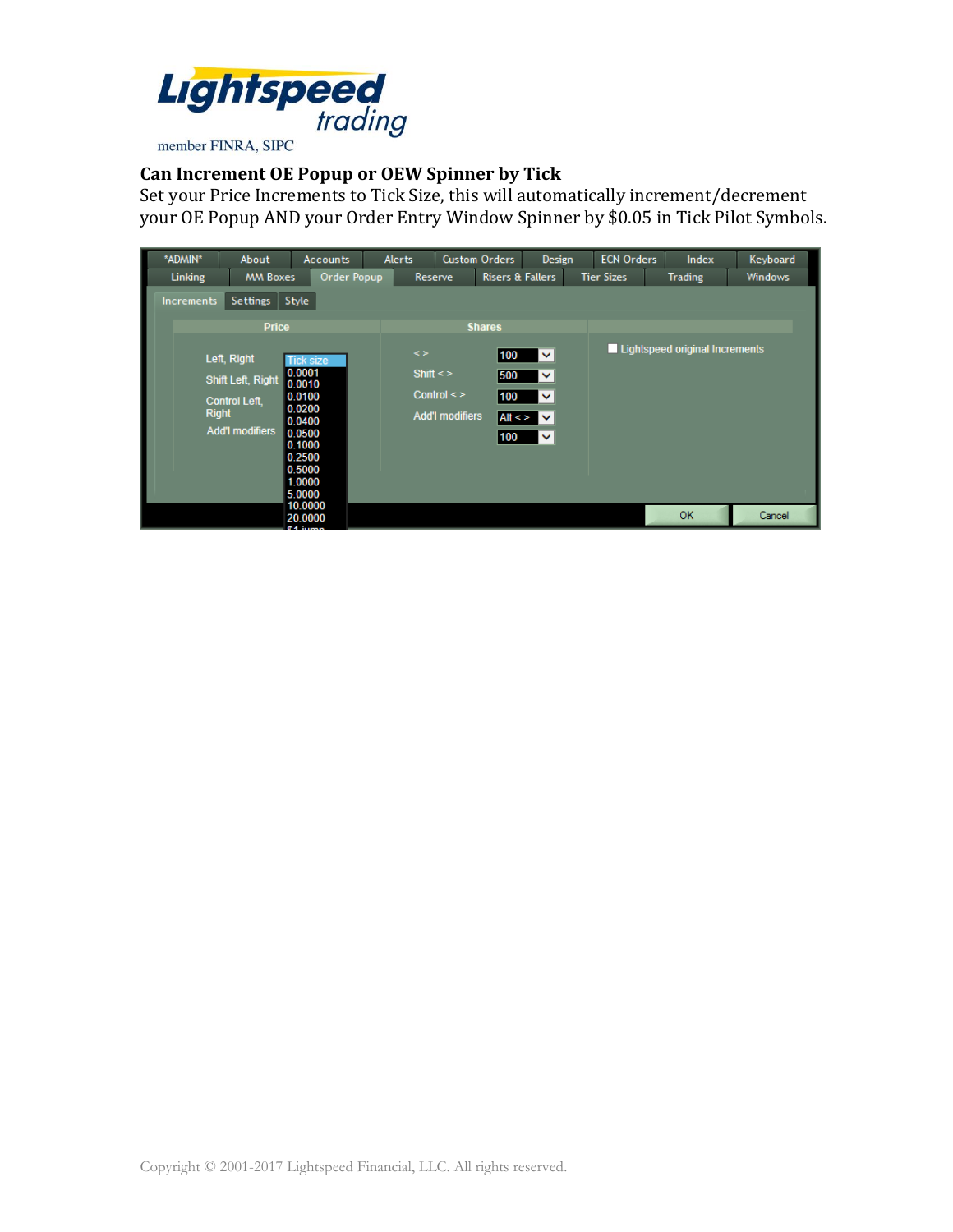## Can Increment OE Popup or OEW Spinner by Tick

Set your Price Increments to Tick Size, this will automatically increment/decrement your OE Popup AND your Order Entry Window Spinner by $0.05 in Tick Pilot Symbols.